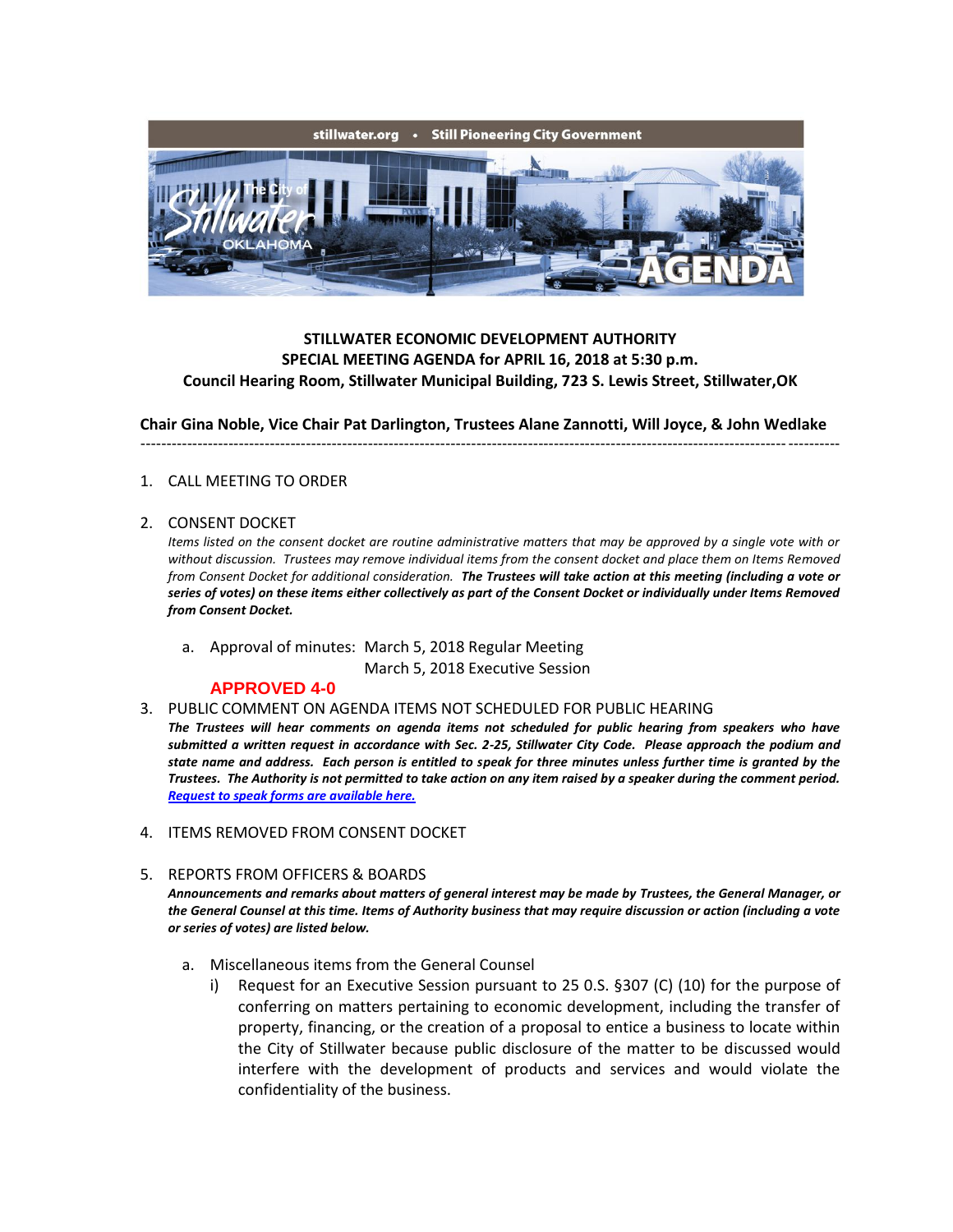stillwater.org • Still Pioneering City Government

The City of Stillwater OKLAHOMA AGENDA

**STILLWATER ECONOMIC DEVELOPMENT AUTHORITY**
**SPECIAL MEETING AGENDA for APRIL 16, 2018 at 5:30 p.m.**
**Council Hearing Room, Stillwater Municipal Building, 723 S. Lewis Street, Stillwater,OK**

**Chair Gina Noble, Vice Chair Pat Darlington, Trustees Alane Zannotti, Will Joyce, & John Wedlake**

---

1. CALL MEETING TO ORDER

2. CONSENT DOCKET

   *Items listed on the consent docket are routine administrative matters that may be approved by a single vote with or without discussion. Trustees may remove individual items from the consent docket and place them on Items Removed from Consent Docket for additional consideration.* ***The Trustees will take action at this meeting (including a vote or series of votes) on these items either collectively as part of the Consent Docket or individually under Items Removed from Consent Docket.***

   a. Approval of minutes: March 5, 2018 Regular Meeting
      March 5, 2018 Executive Session

   **APPROVED 4-0**

3. PUBLIC COMMENT ON AGENDA ITEMS NOT SCHEDULED FOR PUBLIC HEARING

   ***The Trustees will hear comments on agenda items not scheduled for public hearing from speakers who have submitted a written request in accordance with Sec. 2-25, Stillwater City Code. Please approach the podium and state name and address. Each person is entitled to speak for three minutes unless further time is granted by the Trustees. The Authority is not permitted to take action on any item raised by a speaker during the comment period.*** ***Request to speak forms are available here.***

4. ITEMS REMOVED FROM CONSENT DOCKET

5. REPORTS FROM OFFICERS & BOARDS

   ***Announcements and remarks about matters of general interest may be made by Trustees, the General Manager, or the General Counsel at this time. Items of Authority business that may require discussion or action (including a vote or series of votes) are listed below.***

   a. Miscellaneous items from the General Counsel

      i) Request for an Executive Session pursuant to 25 0.S. §307 (C) (10) for the purpose of conferring on matters pertaining to economic development, including the transfer of property, financing, or the creation of a proposal to entice a business to locate within the City of Stillwater because public disclosure of the matter to be discussed would interfere with the development of products and services and would violate the confidentiality of the business.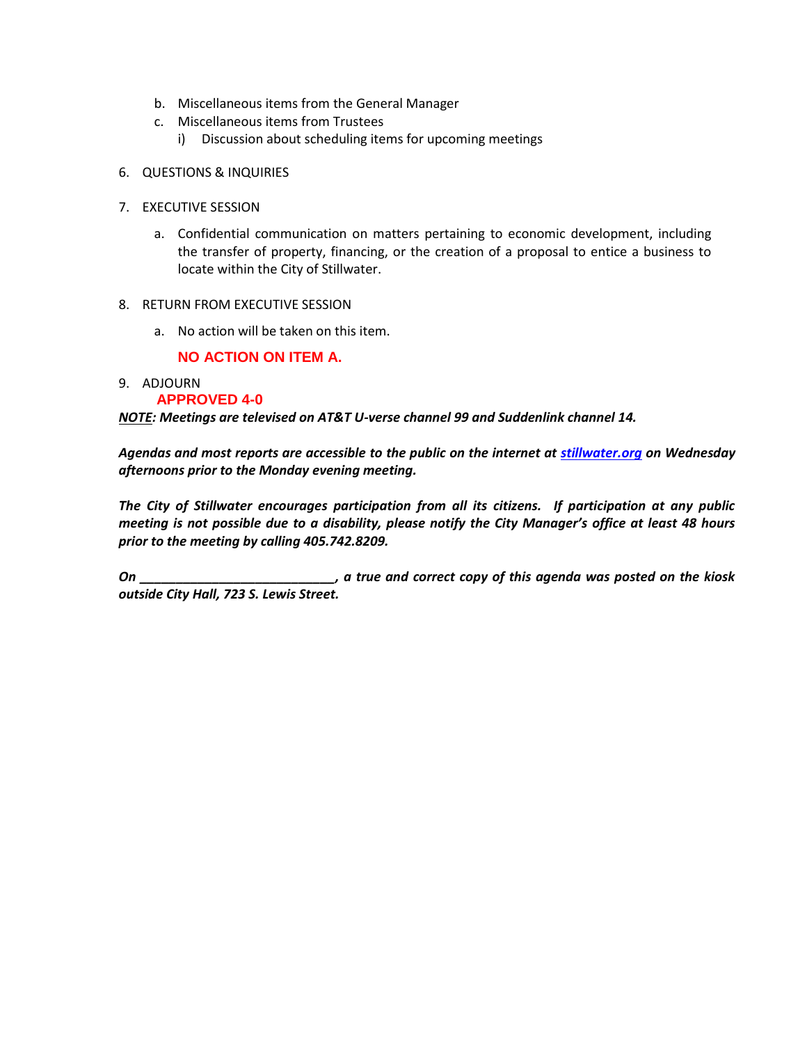b. Miscellaneous items from the General Manager
c. Miscellaneous items from Trustees
   i) Discussion about scheduling items for upcoming meetings

6. QUESTIONS & INQUIRIES

7. EXECUTIVE SESSION

   a. Confidential communication on matters pertaining to economic development, including the transfer of property, financing, or the creation of a proposal to entice a business to locate within the City of Stillwater.

8. RETURN FROM EXECUTIVE SESSION

   a. No action will be taken on this item.

   **NO ACTION ON ITEM A.**

9. ADJOURN

   **APPROVED 4-0**

***NOTE: Meetings are televised on AT&T U-verse channel 99 and Suddenlink channel 14.***

***Agendas and most reports are accessible to the public on the internet at stillwater.org on Wednesday afternoons prior to the Monday evening meeting.***

***The City of Stillwater encourages participation from all its citizens. If participation at any public meeting is not possible due to a disability, please notify the City Manager's office at least 48 hours prior to the meeting by calling 405.742.8209.***

***On ___________________________, a true and correct copy of this agenda was posted on the kiosk outside City Hall, 723 S. Lewis Street.***